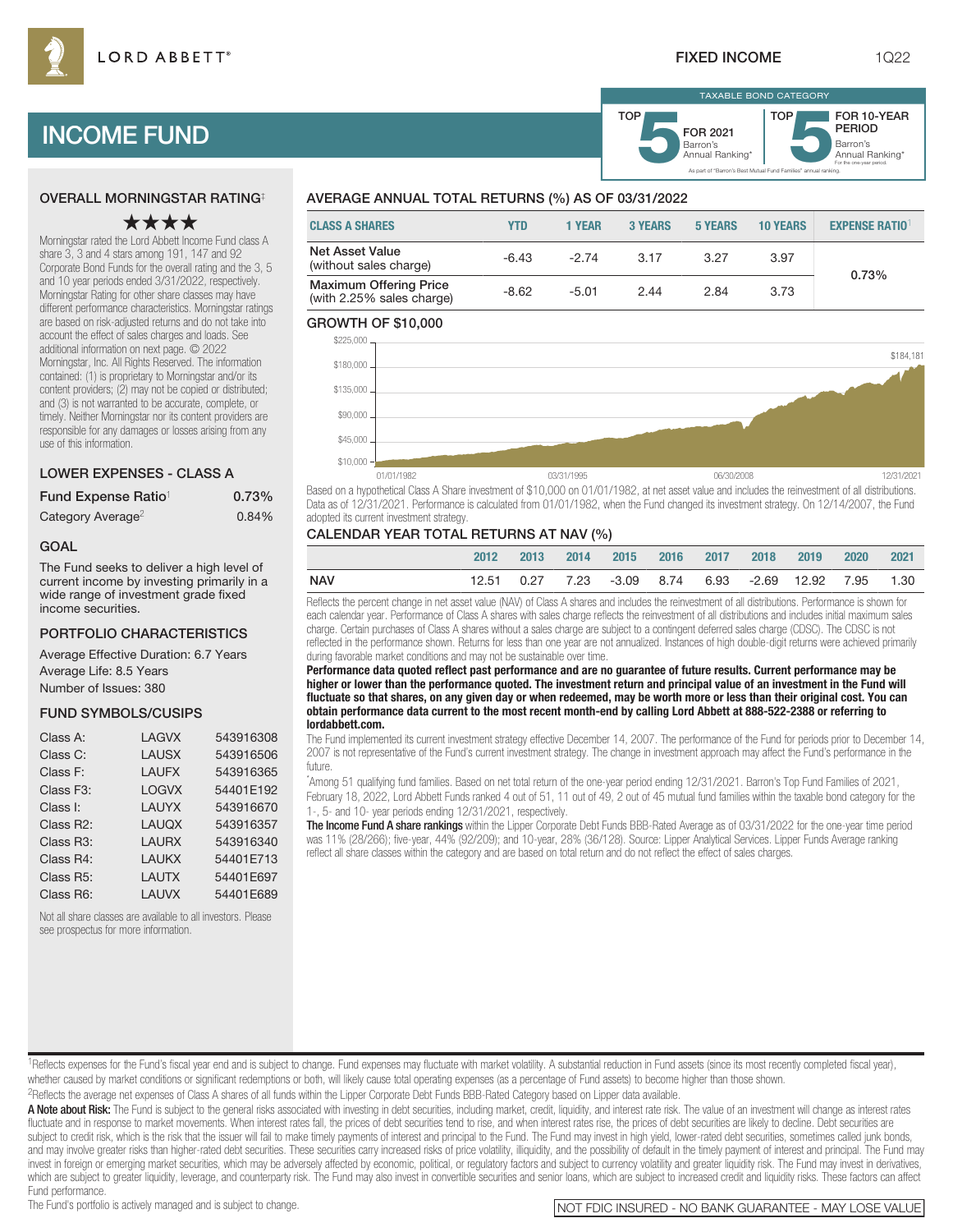LORD ABBETT®

FIXED INCOME 1Q22

# INCOME FUND

TAXABLE BOND CATEGORY

TOP 5 FOR 2021 Barron's Annual Ranking*

TOP 5 FOR 10-YEAR PERIOD Barron's Annual Ranking* For the one-year period.

As part of "Barron's Best Mutual Fund Families" annual ranking.

## OVERALL MORNINGSTAR RATING‡

★★★★

Morningstar rated the Lord Abbett Income Fund class A share 3, 3 and 4 stars among 191, 147 and 92 Corporate Bond Funds for the overall rating and the 3, 5 and 10 year periods ended 3/31/2022, respectively. Morningstar Rating for other share classes may have different performance characteristics. Morningstar ratings are based on risk-adjusted returns and do not take into account the effect of sales charges and loads. See additional information on next page. © 2022 Morningstar, Inc. All Rights Reserved. The information contained: (1) is proprietary to Morningstar and/or its content providers; (2) may not be copied or distributed; and (3) is not warranted to be accurate, complete, or timely. Neither Morningstar nor its content providers are responsible for any damages or losses arising from any use of this information.

## LOWER EXPENSES - CLASS A

| | |
|---|---|
| Fund Expense Ratio[1] | 0.73% |
| Category Average[2] | 0.84% |

## GOAL

The Fund seeks to deliver a high level of current income by investing primarily in a wide range of investment grade fixed income securities.

## PORTFOLIO CHARACTERISTICS

Average Effective Duration: 6.7 Years
Average Life: 8.5 Years
Number of Issues: 380

## FUND SYMBOLS/CUSIPS

| | | |
|---|---|---|
| Class A: | LAGVX | 543916308 |
| Class C: | LAUSX | 543916506 |
| Class F: | LAUFX | 543916365 |
| Class F3: | LOGVX | 54401E192 |
| Class I: | LAUYX | 543916670 |
| Class R2: | LAUQX | 543916357 |
| Class R3: | LAURX | 543916340 |
| Class R4: | LAUKX | 54401E713 |
| Class R5: | LAUTX | 54401E697 |
| Class R6: | LAUVX | 54401E689 |

Not all share classes are available to all investors. Please see prospectus for more information.

## AVERAGE ANNUAL TOTAL RETURNS (%) AS OF 03/31/2022

| CLASS A SHARES | YTD | 1 YEAR | 3 YEARS | 5 YEARS | 10 YEARS | EXPENSE RATIO[1] |
|---|---|---|---|---|---|---|
| Net Asset Value (without sales charge) | -6.43 | -2.74 | 3.17 | 3.27 | 3.97 | 0.73% |
| Maximum Offering Price (with 2.25% sales charge) | -8.62 | -5.01 | 2.44 | 2.84 | 3.73 | |

## GROWTH OF $10,000

$184,181 (01/01/1982 – 12/31/2021)

Based on a hypothetical Class A Share investment of $10,000 on 01/01/1982, at net asset value and includes the reinvestment of all distributions. Data as of 12/31/2021. Performance is calculated from 01/01/1982, when the Fund changed its investment strategy. On 12/14/2007, the Fund adopted its current investment strategy.

## CALENDAR YEAR TOTAL RETURNS AT NAV (%)

| | 2012 | 2013 | 2014 | 2015 | 2016 | 2017 | 2018 | 2019 | 2020 | 2021 |
|---|---|---|---|---|---|---|---|---|---|---|
| NAV | 12.51 | 0.27 | 7.23 | -3.09 | 8.74 | 6.93 | -2.69 | 12.92 | 7.95 | 1.30 |

Reflects the percent change in net asset value (NAV) of Class A shares and includes the reinvestment of all distributions. Performance is shown for each calendar year. Performance of Class A shares with sales charge reflects the reinvestment of all distributions and includes initial maximum sales charge. Certain purchases of Class A shares without a sales charge are subject to a contingent deferred sales charge (CDSC). The CDSC is not reflected in the performance shown. Returns for less than one year are not annualized. Instances of high double-digit returns were achieved primarily during favorable market conditions and may not be sustainable over time.

**Performance data quoted reflect past performance and are no guarantee of future results. Current performance may be higher or lower than the performance quoted. The investment return and principal value of an investment in the Fund will fluctuate so that shares, on any given day or when redeemed, may be worth more or less than their original cost. You can obtain performance data current to the most recent month-end by calling Lord Abbett at 888-522-2388 or referring to lordabbett.com.**

The Fund implemented its current investment strategy effective December 14, 2007. The performance of the Fund for periods prior to December 14, 2007 is not representative of the Fund's current investment strategy. The change in investment approach may affect the Fund's performance in the future.

*Among 51 qualifying fund families. Based on net total return of the one-year period ending 12/31/2021. Barron's Top Fund Families of 2021, February 18, 2022, Lord Abbett Funds ranked 4 out of 51, 11 out of 49, 2 out of 45 mutual fund families within the taxable bond category for the 1-, 5- and 10- year periods ending 12/31/2021, respectively.

**The Income Fund A share rankings** within the Lipper Corporate Debt Funds BBB-Rated Average as of 03/31/2022 for the one-year time period was 11% (28/266); five-year, 44% (92/209); and 10-year, 28% (36/128). Source: Lipper Analytical Services. Lipper Funds Average ranking reflect all share classes within the category and are based on total return and do not reflect the effect of sales charges.

[1]Reflects expenses for the Fund's fiscal year end and is subject to change. Fund expenses may fluctuate with market volatility. A substantial reduction in Fund assets (since its most recently completed fiscal year), whether caused by market conditions or significant redemptions or both, will likely cause total operating expenses (as a percentage of Fund assets) to become higher than those shown.

[2]Reflects the average net expenses of Class A shares of all funds within the Lipper Corporate Debt Funds BBB-Rated Category based on Lipper data available.

**A Note about Risk:** The Fund is subject to the general risks associated with investing in debt securities, including market, credit, liquidity, and interest rate risk. The value of an investment will change as interest rates fluctuate and in response to market movements. When interest rates fall, the prices of debt securities tend to rise, and when interest rates rise, the prices of debt securities are likely to decline. Debt securities are subject to credit risk, which is the risk that the issuer will fail to make timely payments of interest and principal to the Fund. The Fund may invest in high yield, lower-rated debt securities, sometimes called junk bonds, and may involve greater risks than higher-rated debt securities. These securities carry increased risks of price volatility, illiquidity, and the possibility of default in the timely payment of interest and principal. The Fund may invest in foreign or emerging market securities, which may be adversely affected by economic, political, or regulatory factors and subject to currency volatility and greater liquidity risk. The Fund may invest in derivatives, which are subject to greater liquidity, leverage, and counterparty risk. The Fund may also invest in convertible securities and senior loans, which are subject to increased credit and liquidity risks. These factors can affect Fund performance.

The Fund's portfolio is actively managed and is subject to change.

NOT FDIC INSURED - NO BANK GUARANTEE - MAY LOSE VALUE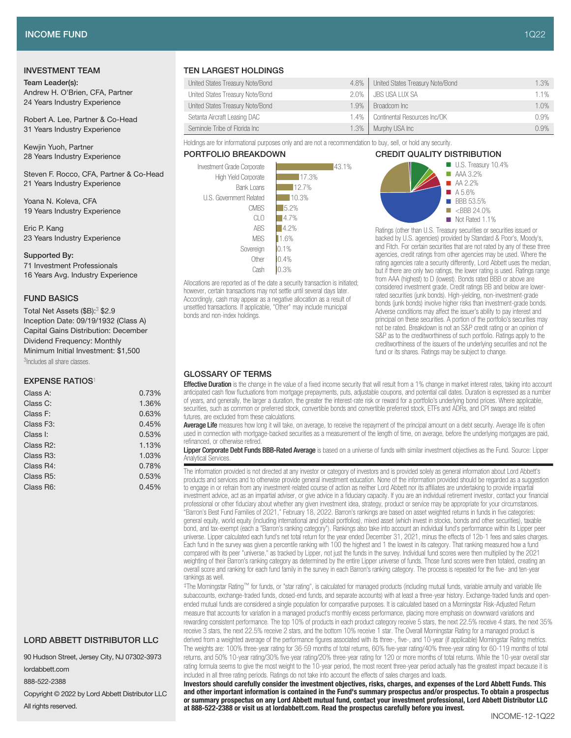## INVESTMENT TEAM

**Team Leader(s):**

Andrew H. O'Brien, CFA, Partner
24 Years Industry Experience

Robert A. Lee, Partner & Co-Head
31 Years Industry Experience

Kewjin Yuoh, Partner
28 Years Industry Experience

Steven F. Rocco, CFA, Partner & Co-Head
21 Years Industry Experience

Yoana N. Koleva, CFA
19 Years Industry Experience

Eric P. Kang
23 Years Industry Experience

**Supported By:**
71 Investment Professionals
16 Years Avg. Industry Experience

## FUND BASICS

Total Net Assets ($B):[3] $2.9
Inception Date: 09/19/1932 (Class A)
Capital Gains Distribution: December
Dividend Frequency: Monthly
Minimum Initial Investment: $1,500

[3]Includes all share classes.

## EXPENSE RATIOS[1]

| | |
|---|---|
| Class A: | 0.73% |
| Class C: | 1.36% |
| Class F: | 0.63% |
| Class F3: | 0.45% |
| Class I: | 0.53% |
| Class R2: | 1.13% |
| Class R3: | 1.03% |
| Class R4: | 0.78% |
| Class R5: | 0.53% |
| Class R6: | 0.45% |

## LORD ABBETT DISTRIBUTOR LLC

90 Hudson Street, Jersey City, NJ 07302-3973

lordabbett.com

888-522-2388

Copyright © 2022 by Lord Abbett Distributor LLC

All rights reserved.

## TEN LARGEST HOLDINGS

| | | | |
|---|---|---|---|
| United States Treasury Note/Bond | 4.8% | United States Treasury Note/Bond | 1.3% |
| United States Treasury Note/Bond | 2.0% | JBS USA LUX SA | 1.1% |
| United States Treasury Note/Bond | 1.9% | Broadcom Inc | 1.0% |
| Setanta Aircraft Leasing DAC | 1.4% | Continental Resources Inc/OK | 0.9% |
| Seminole Tribe of Florida Inc | 1.3% | Murphy USA Inc | 0.9% |

Holdings are for informational purposes only and are not a recommendation to buy, sell, or hold any security.

## PORTFOLIO BREAKDOWN

Investment Grade Corporate 43.1%
High Yield Corporate 17.3%
Bank Loans 12.7%
U.S. Government Related 10.3%
CMBS 5.2%
CLO 4.7%
ABS 4.2%
MBS 1.6%
Sovereign 0.1%
Other 0.4%
Cash 0.3%

Allocations are reported as of the date a security transaction is initiated; however, certain transactions may not settle until several days later. Accordingly, cash may appear as a negative allocation as a result of unsettled transactions. If applicable, "Other" may include municipal bonds and non-index holdings.

## CREDIT QUALITY DISTRIBUTION

U.S. Treasury 10.4%
AAA 3.2%
AA 2.2%
A 5.6%
BBB 53.5%
<BBB 24.0%
Not Rated 1.1%

Ratings (other than U.S. Treasury securities or securities issued or backed by U.S. agencies) provided by Standard & Poor's, Moody's, and Fitch. For certain securities that are not rated by any of these three agencies, credit ratings from other agencies may be used. Where the rating agencies rate a security differently, Lord Abbett uses the median, but if there are only two ratings, the lower rating is used. Ratings range from AAA (highest) to D (lowest). Bonds rated BBB or above are considered investment grade. Credit ratings BB and below are lower-rated securities (junk bonds). High-yielding, non-investment-grade bonds (junk bonds) involve higher risks than investment-grade bonds. Adverse conditions may affect the issuer's ability to pay interest and principal on these securities. A portion of the portfolio's securities may not be rated. Breakdown is not an S&P credit rating or an opinion of S&P as to the creditworthiness of such portfolio. Ratings apply to the creditworthiness of the issuers of the underlying securities and not the fund or its shares. Ratings may be subject to change.

## GLOSSARY OF TERMS

**Effective Duration** is the change in the value of a fixed income security that will result from a 1% change in market interest rates, taking into account anticipated cash flow fluctuations from mortgage prepayments, puts, adjustable coupons, and potential call dates. Duration is expressed as a number of years, and generally, the larger a duration, the greater the interest-rate risk or reward for a portfolio's underlying bond prices. Where applicable, securities, such as common or preferred stock, convertible bonds and convertible preferred stock, ETFs and ADRs, and CPI swaps and related futures, are excluded from these calculations.

**Average Life** measures how long it will take, on average, to receive the repayment of the principal amount on a debt security. Average life is often used in connection with mortgage-backed securities as a measurement of the length of time, on average, before the underlying mortgages are paid, refinanced, or otherwise retired.

**Lipper Corporate Debt Funds BBB-Rated Average** is based on a universe of funds with similar investment objectives as the Fund. Source: Lipper Analytical Services.

The information provided is not directed at any investor or category of investors and is provided solely as general information about Lord Abbett's products and services and to otherwise provide general investment education. None of the information provided should be regarded as a suggestion to engage in or refrain from any investment-related course of action as neither Lord Abbett nor its affiliates are undertaking to provide impartial investment advice, act as an impartial adviser, or give advice in a fiduciary capacity. If you are an individual retirement investor, contact your financial professional or other fiduciary about whether any given investment idea, strategy, product or service may be appropriate for your circumstances.

"Barron's Best Fund Families of 2021," February 18, 2022. Barron's rankings are based on asset weighted returns in funds in five categories: general equity, world equity (including international and global portfolios), mixed asset (which invest in stocks, bonds and other securities), taxable bond, and tax-exempt (each a "Barron's ranking category"). Rankings also take into account an individual fund's performance within its Lipper peer universe. Lipper calculated each fund's net total return for the year ended December 31, 2021, minus the effects of 12b-1 fees and sales charges. Each fund in the survey was given a percentile ranking with 100 the highest and 1 the lowest in its category. That ranking measured how a fund compared with its peer "universe," as tracked by Lipper, not just the funds in the survey. Individual fund scores were then multiplied by the 2021 weighting of their Barron's ranking category as determined by the entire Lipper universe of funds. Those fund scores were then totaled, creating an overall score and ranking for each fund family in the survey in each Barron's ranking category. The process is repeated for the five- and ten-year rankings as well.

‡The Morningstar Rating™ for funds, or "star rating", is calculated for managed products (including mutual funds, variable annuity and variable life subaccounts, exchange-traded funds, closed-end funds, and separate accounts) with at least a three-year history. Exchange-traded funds and open-ended mutual funds are considered a single population for comparative purposes. It is calculated based on a Morningstar Risk-Adjusted Return measure that accounts for variation in a managed product's monthly excess performance, placing more emphasis on downward variations and rewarding consistent performance. The top 10% of products in each product category receive 5 stars, the next 22.5% receive 4 stars, the next 35% receive 3 stars, the next 22.5% receive 2 stars, and the bottom 10% receive 1 star. The Overall Morningstar Rating for a managed product is derived from a weighted average of the performance figures associated with its three-, five-, and 10-year (if applicable) Morningstar Rating metrics. The weights are: 100% three-year rating for 36-59 months of total returns, 60% five-year rating/40% three-year rating for 60-119 months of total returns, and 50% 10-year rating/30% five-year rating/20% three-year rating for 120 or more months of total returns. While the 10-year overall star rating formula seems to give the most weight to the 10-year period, the most recent three-year period actually has the greatest impact because it is included in all three rating periods. Ratings do not take into account the effects of sales charges and loads.

**Investors should carefully consider the investment objectives, risks, charges, and expenses of the Lord Abbett Funds. This and other important information is contained in the Fund's summary prospectus and/or prospectus. To obtain a prospectus or summary prospectus on any Lord Abbett mutual fund, contact your investment professional, Lord Abbett Distributor LLC at 888-522-2388 or visit us at lordabbett.com. Read the prospectus carefully before you invest.**

INCOME-12-1Q22